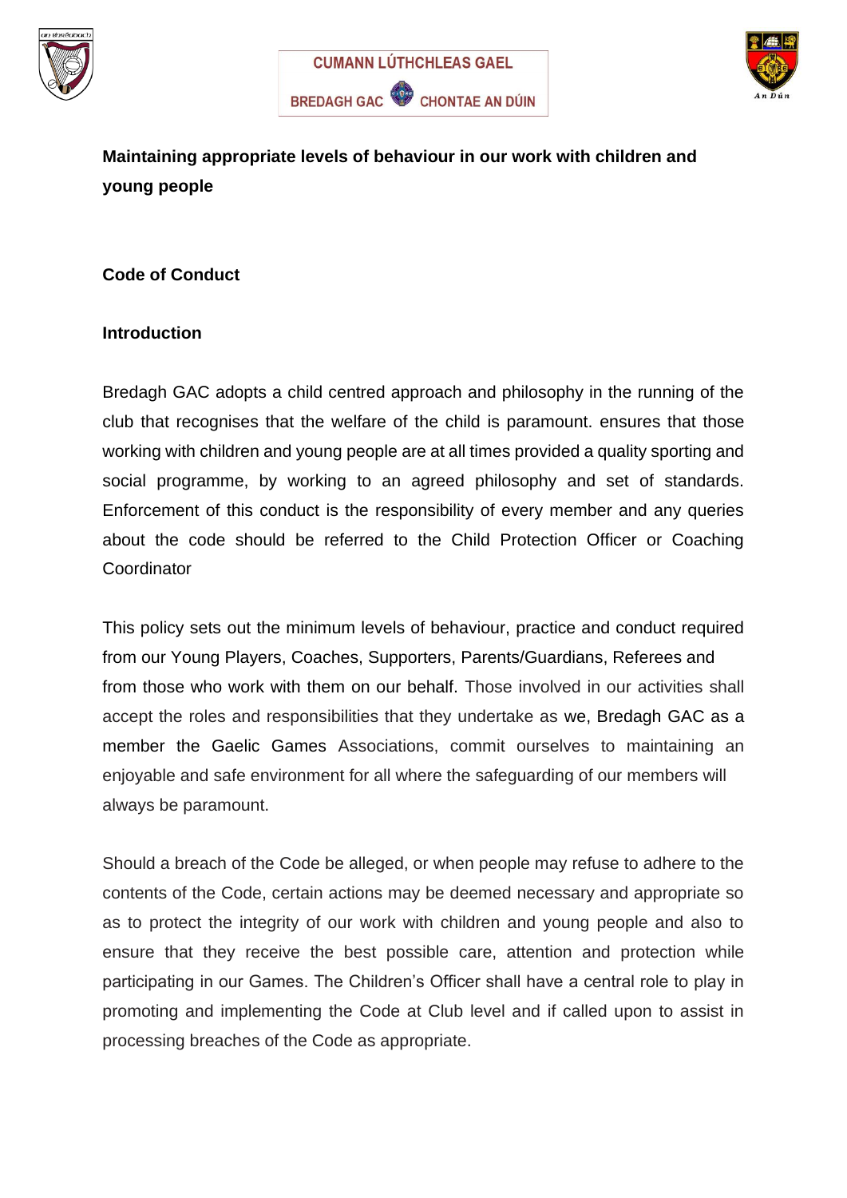CUMANN LÚTHCHLEAS GAEL

BREDAGH GAC CHONTAE AN DÚIN

**Maintaining appropriate levels of behaviour in our work with children and young people**

**Code of Conduct**

**Introduction**

Bredagh GAC adopts a child centred approach and philosophy in the running of the club that recognises that the welfare of the child is paramount. ensures that those working with children and young people are at all times provided a quality sporting and social programme, by working to an agreed philosophy and set of standards. Enforcement of this conduct is the responsibility of every member and any queries about the code should be referred to the Child Protection Officer or Coaching Coordinator

This policy sets out the minimum levels of behaviour, practice and conduct required from our Young Players, Coaches, Supporters, Parents/Guardians, Referees and from those who work with them on our behalf. Those involved in our activities shall accept the roles and responsibilities that they undertake as we, Bredagh GAC as a member the Gaelic Games Associations, commit ourselves to maintaining an enjoyable and safe environment for all where the safeguarding of our members will always be paramount.

Should a breach of the Code be alleged, or when people may refuse to adhere to the contents of the Code, certain actions may be deemed necessary and appropriate so as to protect the integrity of our work with children and young people and also to ensure that they receive the best possible care, attention and protection while participating in our Games. The Children's Officer shall have a central role to play in promoting and implementing the Code at Club level and if called upon to assist in processing breaches of the Code as appropriate.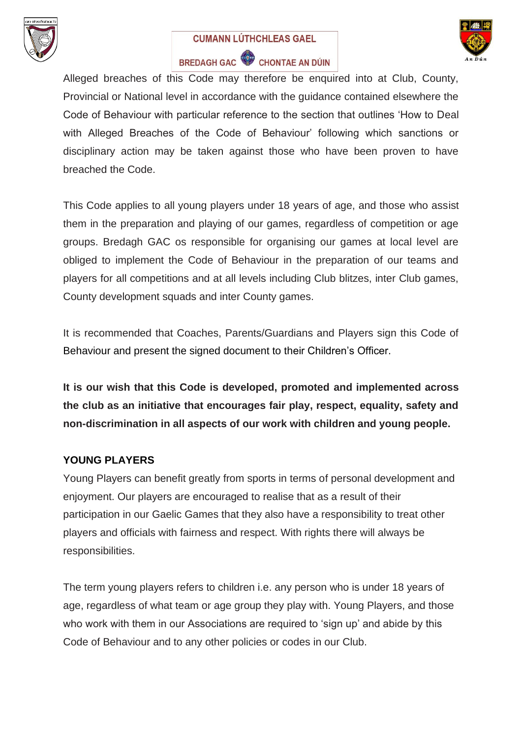Alleged breaches of this Code may therefore be enquired into at Club, County, Provincial or National level in accordance with the guidance contained elsewhere the Code of Behaviour with particular reference to the section that outlines 'How to Deal with Alleged Breaches of the Code of Behaviour' following which sanctions or disciplinary action may be taken against those who have been proven to have breached the Code.

This Code applies to all young players under 18 years of age, and those who assist them in the preparation and playing of our games, regardless of competition or age groups. Bredagh GAC os responsible for organising our games at local level are obliged to implement the Code of Behaviour in the preparation of our teams and players for all competitions and at all levels including Club blitzes, inter Club games, County development squads and inter County games.

It is recommended that Coaches, Parents/Guardians and Players sign this Code of Behaviour and present the signed document to their Children's Officer.

**It is our wish that this Code is developed, promoted and implemented across the club as an initiative that encourages fair play, respect, equality, safety and non-discrimination in all aspects of our work with children and young people.**

## YOUNG PLAYERS

Young Players can benefit greatly from sports in terms of personal development and enjoyment. Our players are encouraged to realise that as a result of their participation in our Gaelic Games that they also have a responsibility to treat other players and officials with fairness and respect. With rights there will always be responsibilities.

The term young players refers to children i.e. any person who is under 18 years of age, regardless of what team or age group they play with. Young Players, and those who work with them in our Associations are required to 'sign up' and abide by this Code of Behaviour and to any other policies or codes in our Club.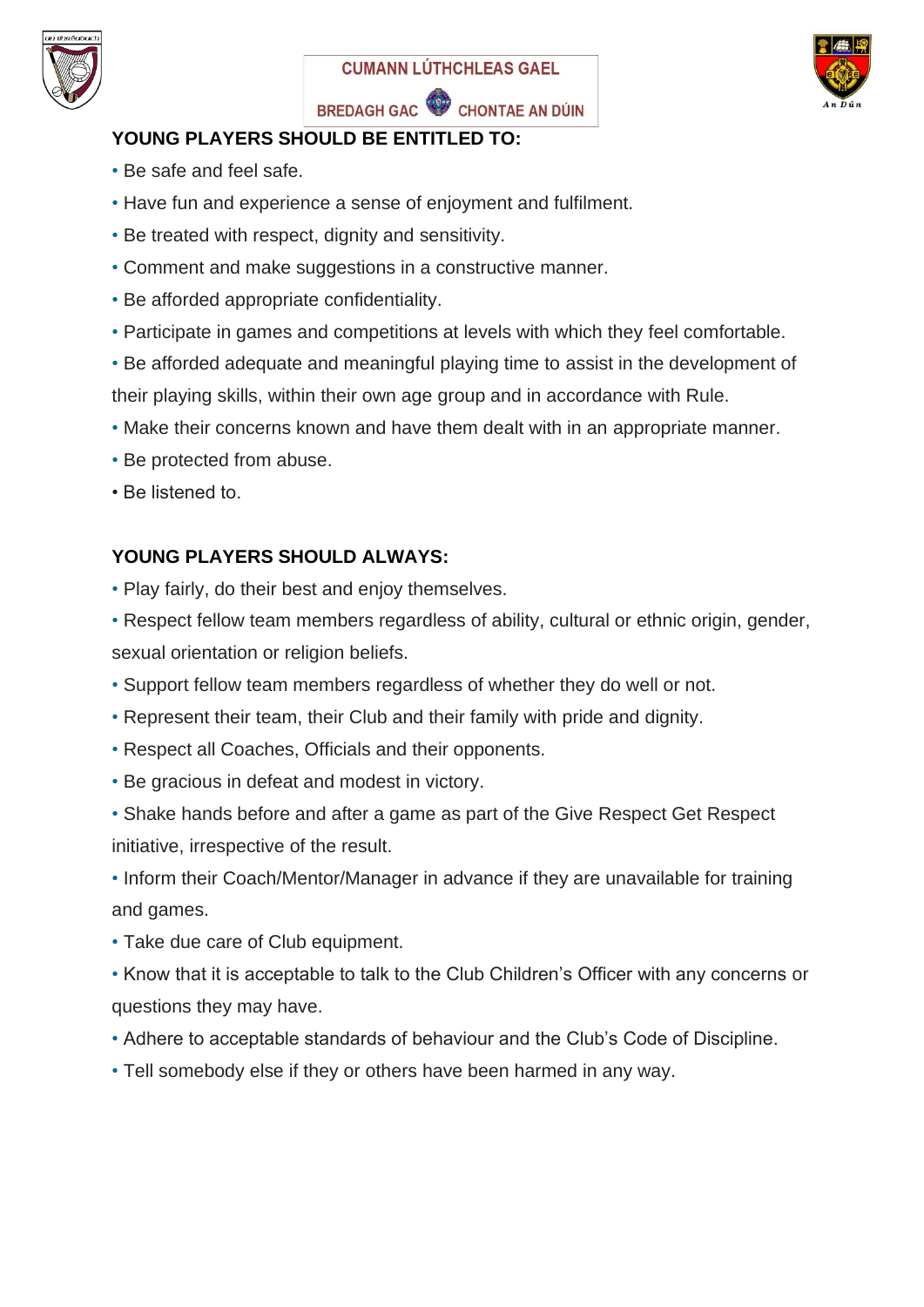## YOUNG PLAYERS SHOULD BE ENTITLED TO:

- Be safe and feel safe.
- Have fun and experience a sense of enjoyment and fulfilment.
- Be treated with respect, dignity and sensitivity.
- Comment and make suggestions in a constructive manner.
- Be afforded appropriate confidentiality.
- Participate in games and competitions at levels with which they feel comfortable.
- Be afforded adequate and meaningful playing time to assist in the development of their playing skills, within their own age group and in accordance with Rule.
- Make their concerns known and have them dealt with in an appropriate manner.
- Be protected from abuse.
- Be listened to.

## YOUNG PLAYERS SHOULD ALWAYS:

- Play fairly, do their best and enjoy themselves.
- Respect fellow team members regardless of ability, cultural or ethnic origin, gender, sexual orientation or religion beliefs.
- Support fellow team members regardless of whether they do well or not.
- Represent their team, their Club and their family with pride and dignity.
- Respect all Coaches, Officials and their opponents.
- Be gracious in defeat and modest in victory.
- Shake hands before and after a game as part of the Give Respect Get Respect initiative, irrespective of the result.
- Inform their Coach/Mentor/Manager in advance if they are unavailable for training and games.
- Take due care of Club equipment.
- Know that it is acceptable to talk to the Club Children's Officer with any concerns or questions they may have.
- Adhere to acceptable standards of behaviour and the Club's Code of Discipline.
- Tell somebody else if they or others have been harmed in any way.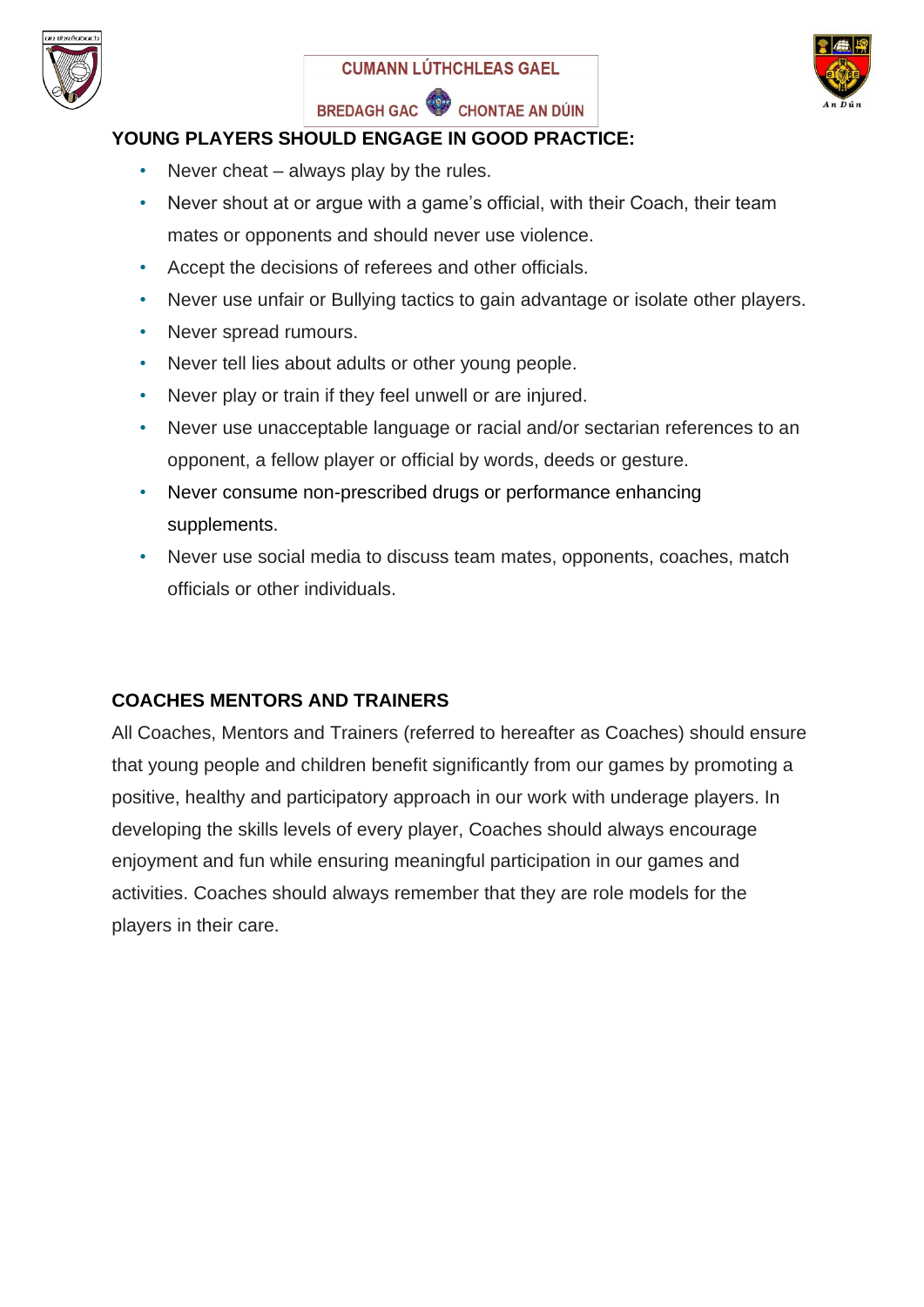## YOUNG PLAYERS SHOULD ENGAGE IN GOOD PRACTICE:

- Never cheat – always play by the rules.
- Never shout at or argue with a game's official, with their Coach, their team mates or opponents and should never use violence.
- Accept the decisions of referees and other officials.
- Never use unfair or Bullying tactics to gain advantage or isolate other players.
- Never spread rumours.
- Never tell lies about adults or other young people.
- Never play or train if they feel unwell or are injured.
- Never use unacceptable language or racial and/or sectarian references to an opponent, a fellow player or official by words, deeds or gesture.
- Never consume non-prescribed drugs or performance enhancing supplements.
- Never use social media to discuss team mates, opponents, coaches, match officials or other individuals.

## COACHES MENTORS AND TRAINERS

All Coaches, Mentors and Trainers (referred to hereafter as Coaches) should ensure that young people and children benefit significantly from our games by promoting a positive, healthy and participatory approach in our work with underage players. In developing the skills levels of every player, Coaches should always encourage enjoyment and fun while ensuring meaningful participation in our games and activities. Coaches should always remember that they are role models for the players in their care.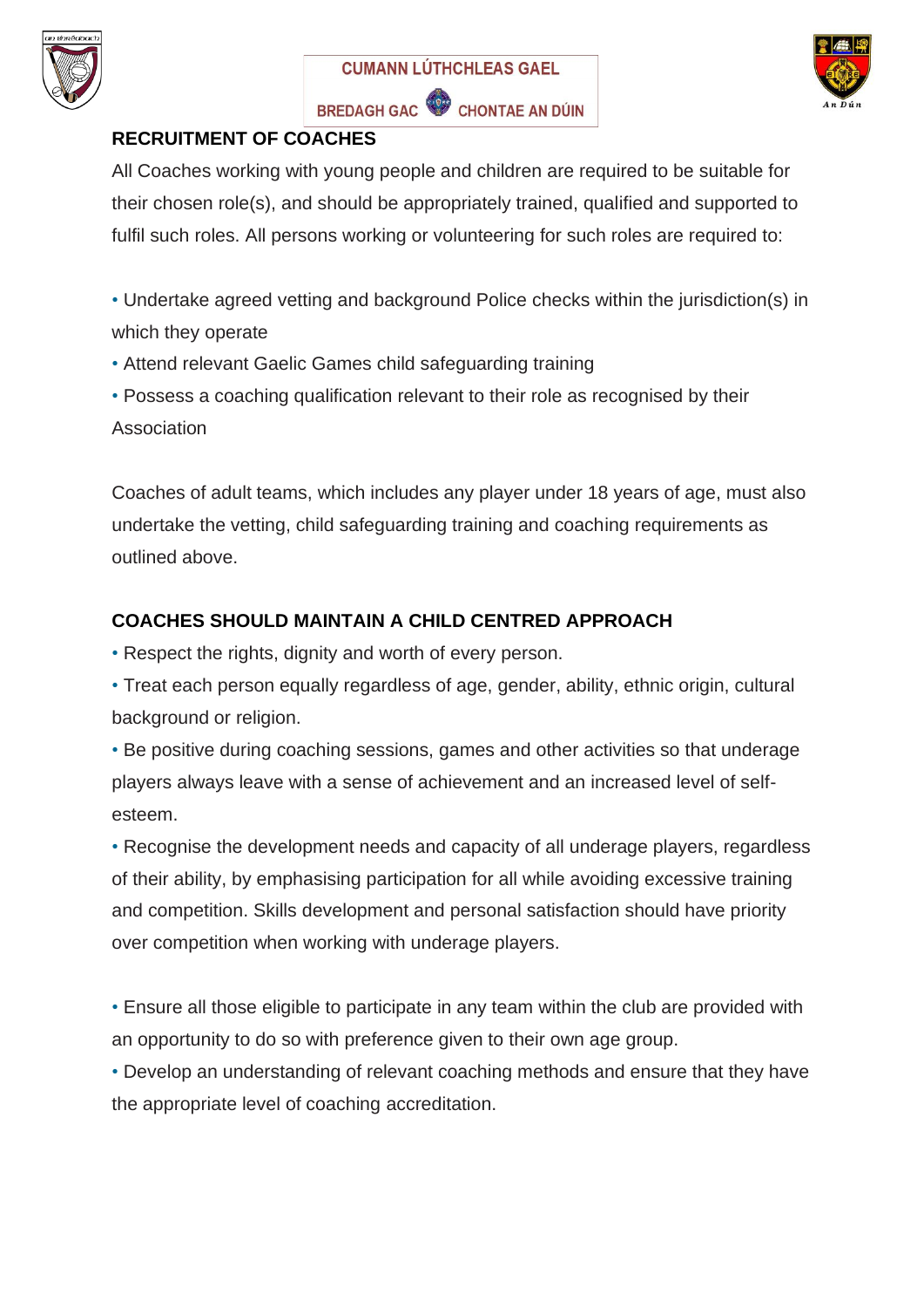## RECRUITMENT OF COACHES

All Coaches working with young people and children are required to be suitable for their chosen role(s), and should be appropriately trained, qualified and supported to fulfil such roles. All persons working or volunteering for such roles are required to:

- Undertake agreed vetting and background Police checks within the jurisdiction(s) in which they operate
- Attend relevant Gaelic Games child safeguarding training
- Possess a coaching qualification relevant to their role as recognised by their Association

Coaches of adult teams, which includes any player under 18 years of age, must also undertake the vetting, child safeguarding training and coaching requirements as outlined above.

## COACHES SHOULD MAINTAIN A CHILD CENTRED APPROACH

- Respect the rights, dignity and worth of every person.
- Treat each person equally regardless of age, gender, ability, ethnic origin, cultural background or religion.
- Be positive during coaching sessions, games and other activities so that underage players always leave with a sense of achievement and an increased level of self-esteem.
- Recognise the development needs and capacity of all underage players, regardless of their ability, by emphasising participation for all while avoiding excessive training and competition. Skills development and personal satisfaction should have priority over competition when working with underage players.
- Ensure all those eligible to participate in any team within the club are provided with an opportunity to do so with preference given to their own age group.
- Develop an understanding of relevant coaching methods and ensure that they have the appropriate level of coaching accreditation.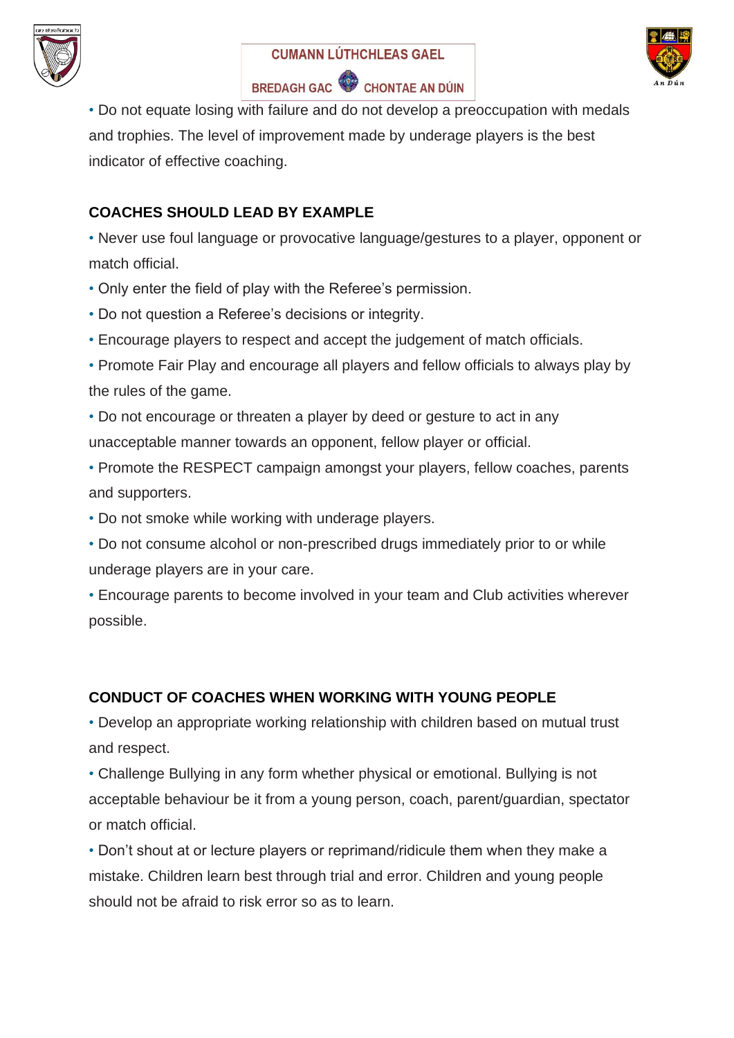- Do not equate losing with failure and do not develop a preoccupation with medals and trophies. The level of improvement made by underage players is the best indicator of effective coaching.

**COACHES SHOULD LEAD BY EXAMPLE**

- Never use foul language or provocative language/gestures to a player, opponent or match official.
- Only enter the field of play with the Referee's permission.
- Do not question a Referee's decisions or integrity.
- Encourage players to respect and accept the judgement of match officials.
- Promote Fair Play and encourage all players and fellow officials to always play by the rules of the game.
- Do not encourage or threaten a player by deed or gesture to act in any unacceptable manner towards an opponent, fellow player or official.
- Promote the RESPECT campaign amongst your players, fellow coaches, parents and supporters.
- Do not smoke while working with underage players.
- Do not consume alcohol or non-prescribed drugs immediately prior to or while underage players are in your care.
- Encourage parents to become involved in your team and Club activities wherever possible.

**CONDUCT OF COACHES WHEN WORKING WITH YOUNG PEOPLE**

- Develop an appropriate working relationship with children based on mutual trust and respect.
- Challenge Bullying in any form whether physical or emotional. Bullying is not acceptable behaviour be it from a young person, coach, parent/guardian, spectator or match official.
- Don't shout at or lecture players or reprimand/ridicule them when they make a mistake. Children learn best through trial and error. Children and young people should not be afraid to risk error so as to learn.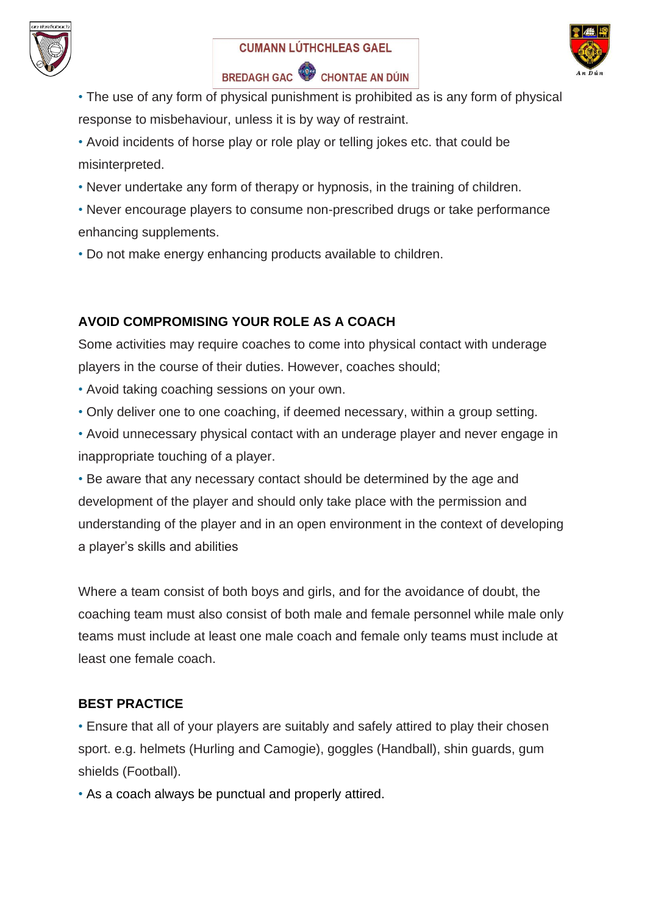- The use of any form of physical punishment is prohibited as is any form of physical response to misbehaviour, unless it is by way of restraint.
- Avoid incidents of horse play or role play or telling jokes etc. that could be misinterpreted.
- Never undertake any form of therapy or hypnosis, in the training of children.
- Never encourage players to consume non-prescribed drugs or take performance enhancing supplements.
- Do not make energy enhancing products available to children.

**AVOID COMPROMISING YOUR ROLE AS A COACH**

Some activities may require coaches to come into physical contact with underage players in the course of their duties. However, coaches should;

- Avoid taking coaching sessions on your own.
- Only deliver one to one coaching, if deemed necessary, within a group setting.
- Avoid unnecessary physical contact with an underage player and never engage in inappropriate touching of a player.
- Be aware that any necessary contact should be determined by the age and development of the player and should only take place with the permission and understanding of the player and in an open environment in the context of developing a player's skills and abilities

Where a team consist of both boys and girls, and for the avoidance of doubt, the coaching team must also consist of both male and female personnel while male only teams must include at least one male coach and female only teams must include at least one female coach.

**BEST PRACTICE**

- Ensure that all of your players are suitably and safely attired to play their chosen sport. e.g. helmets (Hurling and Camogie), goggles (Handball), shin guards, gum shields (Football).
- As a coach always be punctual and properly attired.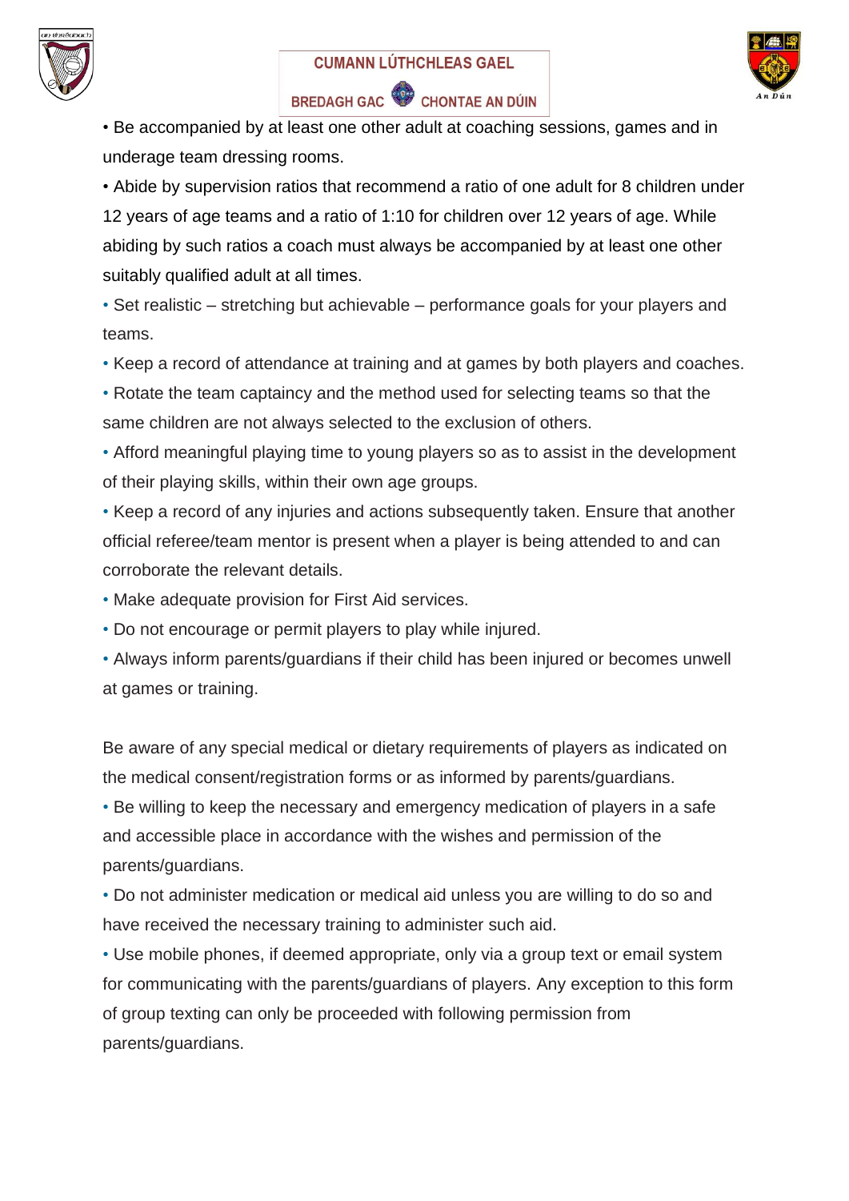- Be accompanied by at least one other adult at coaching sessions, games and in underage team dressing rooms.
- Abide by supervision ratios that recommend a ratio of one adult for 8 children under 12 years of age teams and a ratio of 1:10 for children over 12 years of age. While abiding by such ratios a coach must always be accompanied by at least one other suitably qualified adult at all times.
- Set realistic – stretching but achievable – performance goals for your players and teams.
- Keep a record of attendance at training and at games by both players and coaches.
- Rotate the team captaincy and the method used for selecting teams so that the same children are not always selected to the exclusion of others.
- Afford meaningful playing time to young players so as to assist in the development of their playing skills, within their own age groups.
- Keep a record of any injuries and actions subsequently taken. Ensure that another official referee/team mentor is present when a player is being attended to and can corroborate the relevant details.
- Make adequate provision for First Aid services.
- Do not encourage or permit players to play while injured.
- Always inform parents/guardians if their child has been injured or becomes unwell at games or training.

Be aware of any special medical or dietary requirements of players as indicated on the medical consent/registration forms or as informed by parents/guardians.

- Be willing to keep the necessary and emergency medication of players in a safe and accessible place in accordance with the wishes and permission of the parents/guardians.
- Do not administer medication or medical aid unless you are willing to do so and have received the necessary training to administer such aid.
- Use mobile phones, if deemed appropriate, only via a group text or email system for communicating with the parents/guardians of players. Any exception to this form of group texting can only be proceeded with following permission from parents/guardians.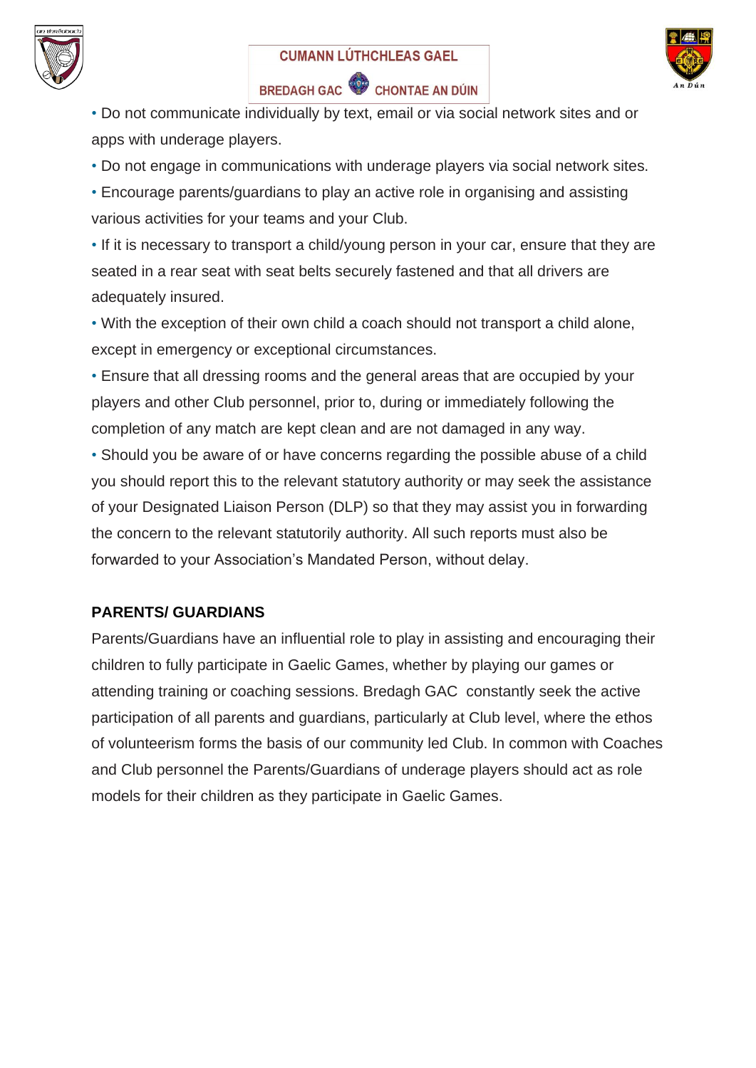- Do not communicate individually by text, email or via social network sites and or apps with underage players.
- Do not engage in communications with underage players via social network sites.
- Encourage parents/guardians to play an active role in organising and assisting various activities for your teams and your Club.
- If it is necessary to transport a child/young person in your car, ensure that they are seated in a rear seat with seat belts securely fastened and that all drivers are adequately insured.
- With the exception of their own child a coach should not transport a child alone, except in emergency or exceptional circumstances.
- Ensure that all dressing rooms and the general areas that are occupied by your players and other Club personnel, prior to, during or immediately following the completion of any match are kept clean and are not damaged in any way.
- Should you be aware of or have concerns regarding the possible abuse of a child you should report this to the relevant statutory authority or may seek the assistance of your Designated Liaison Person (DLP) so that they may assist you in forwarding the concern to the relevant statutorily authority. All such reports must also be forwarded to your Association's Mandated Person, without delay.

**PARENTS/ GUARDIANS**

Parents/Guardians have an influential role to play in assisting and encouraging their children to fully participate in Gaelic Games, whether by playing our games or attending training or coaching sessions. Bredagh GAC constantly seek the active participation of all parents and guardians, particularly at Club level, where the ethos of volunteerism forms the basis of our community led Club. In common with Coaches and Club personnel the Parents/Guardians of underage players should act as role models for their children as they participate in Gaelic Games.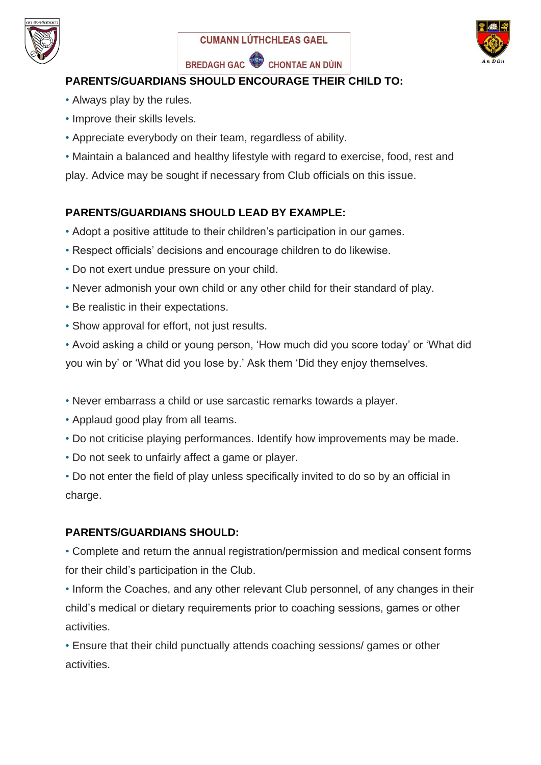**PARENTS/GUARDIANS SHOULD ENCOURAGE THEIR CHILD TO:**

- Always play by the rules.
- Improve their skills levels.
- Appreciate everybody on their team, regardless of ability.
- Maintain a balanced and healthy lifestyle with regard to exercise, food, rest and play. Advice may be sought if necessary from Club officials on this issue.

**PARENTS/GUARDIANS SHOULD LEAD BY EXAMPLE:**

- Adopt a positive attitude to their children's participation in our games.
- Respect officials' decisions and encourage children to do likewise.
- Do not exert undue pressure on your child.
- Never admonish your own child or any other child for their standard of play.
- Be realistic in their expectations.
- Show approval for effort, not just results.
- Avoid asking a child or young person, 'How much did you score today' or 'What did you win by' or 'What did you lose by.' Ask them 'Did they enjoy themselves.
- Never embarrass a child or use sarcastic remarks towards a player.
- Applaud good play from all teams.
- Do not criticise playing performances. Identify how improvements may be made.
- Do not seek to unfairly affect a game or player.
- Do not enter the field of play unless specifically invited to do so by an official in charge.

**PARENTS/GUARDIANS SHOULD:**

- Complete and return the annual registration/permission and medical consent forms for their child's participation in the Club.
- Inform the Coaches, and any other relevant Club personnel, of any changes in their child's medical or dietary requirements prior to coaching sessions, games or other activities.
- Ensure that their child punctually attends coaching sessions/ games or other activities.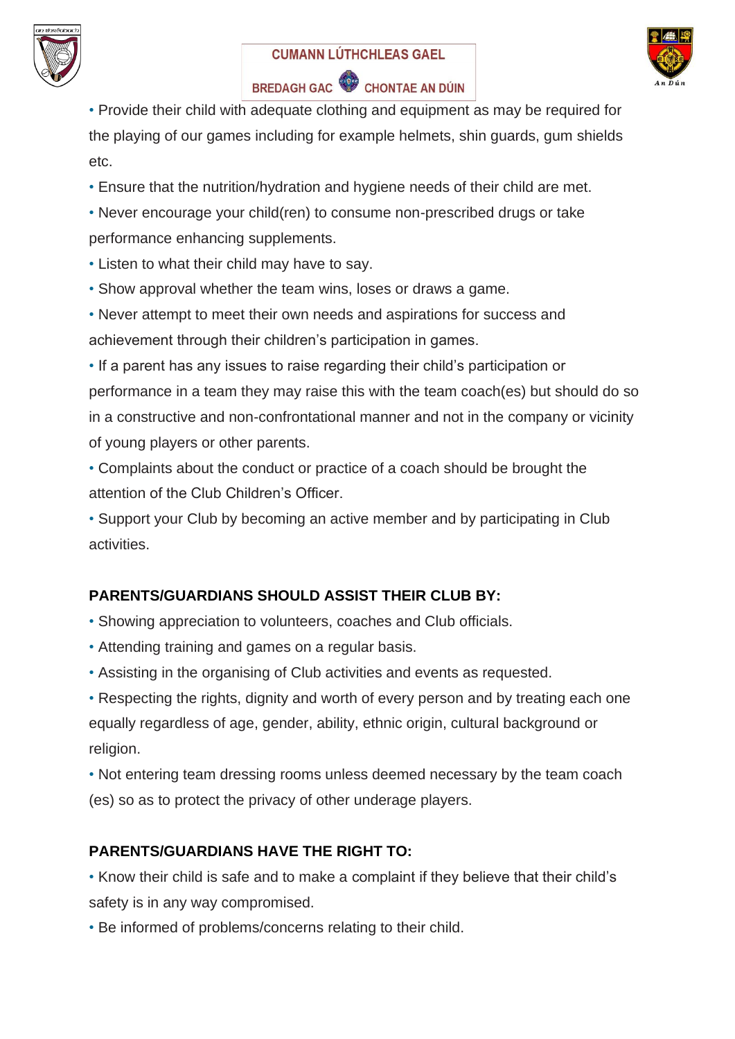- Provide their child with adequate clothing and equipment as may be required for the playing of our games including for example helmets, shin guards, gum shields etc.
- Ensure that the nutrition/hydration and hygiene needs of their child are met.
- Never encourage your child(ren) to consume non-prescribed drugs or take performance enhancing supplements.
- Listen to what their child may have to say.
- Show approval whether the team wins, loses or draws a game.
- Never attempt to meet their own needs and aspirations for success and achievement through their children's participation in games.
- If a parent has any issues to raise regarding their child's participation or performance in a team they may raise this with the team coach(es) but should do so in a constructive and non-confrontational manner and not in the company or vicinity of young players or other parents.
- Complaints about the conduct or practice of a coach should be brought the attention of the Club Children's Officer.
- Support your Club by becoming an active member and by participating in Club activities.

**PARENTS/GUARDIANS SHOULD ASSIST THEIR CLUB BY:**

- Showing appreciation to volunteers, coaches and Club officials.
- Attending training and games on a regular basis.
- Assisting in the organising of Club activities and events as requested.
- Respecting the rights, dignity and worth of every person and by treating each one equally regardless of age, gender, ability, ethnic origin, cultural background or religion.
- Not entering team dressing rooms unless deemed necessary by the team coach (es) so as to protect the privacy of other underage players.

**PARENTS/GUARDIANS HAVE THE RIGHT TO:**

- Know their child is safe and to make a complaint if they believe that their child's safety is in any way compromised.
- Be informed of problems/concerns relating to their child.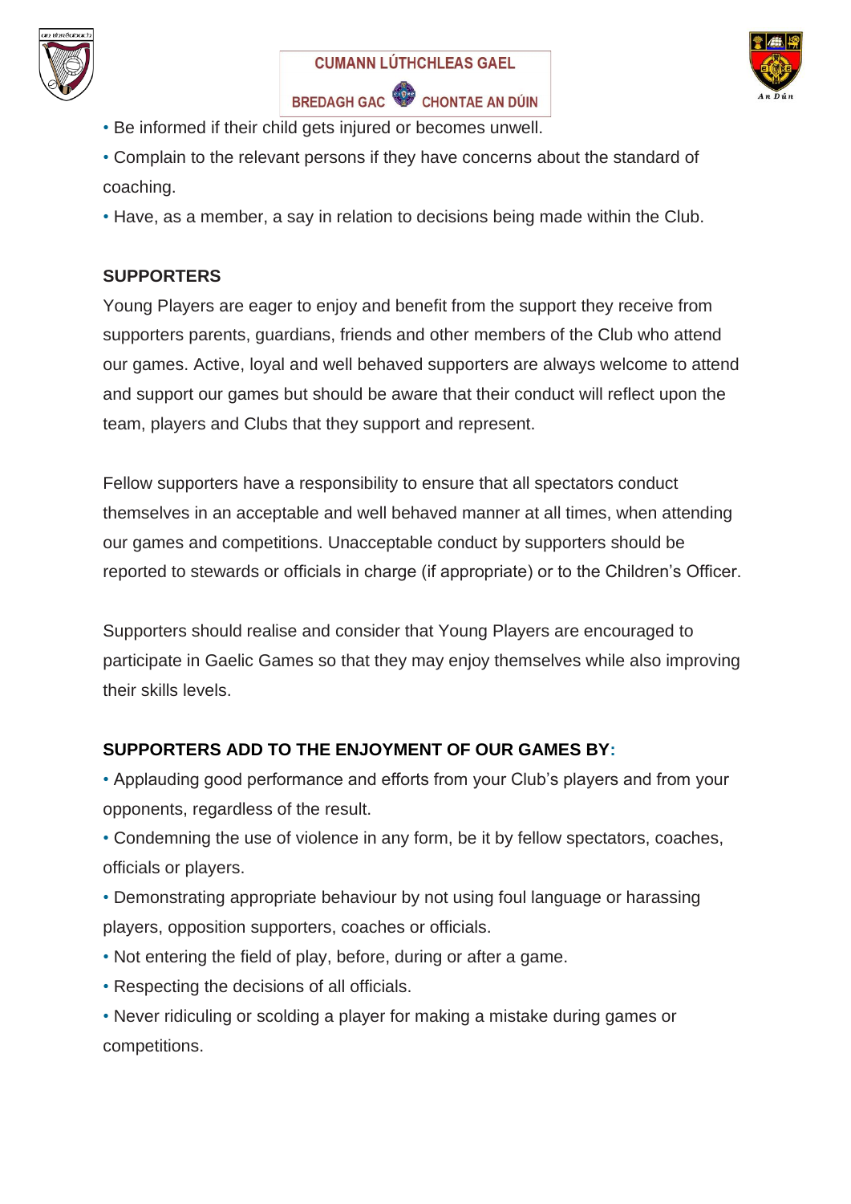- Be informed if their child gets injured or becomes unwell.
- Complain to the relevant persons if they have concerns about the standard of coaching.
- Have, as a member, a say in relation to decisions being made within the Club.

**SUPPORTERS**

Young Players are eager to enjoy and benefit from the support they receive from supporters parents, guardians, friends and other members of the Club who attend our games. Active, loyal and well behaved supporters are always welcome to attend and support our games but should be aware that their conduct will reflect upon the team, players and Clubs that they support and represent.

Fellow supporters have a responsibility to ensure that all spectators conduct themselves in an acceptable and well behaved manner at all times, when attending our games and competitions. Unacceptable conduct by supporters should be reported to stewards or officials in charge (if appropriate) or to the Children's Officer.

Supporters should realise and consider that Young Players are encouraged to participate in Gaelic Games so that they may enjoy themselves while also improving their skills levels.

**SUPPORTERS ADD TO THE ENJOYMENT OF OUR GAMES BY:**

- Applauding good performance and efforts from your Club's players and from your opponents, regardless of the result.
- Condemning the use of violence in any form, be it by fellow spectators, coaches, officials or players.
- Demonstrating appropriate behaviour by not using foul language or harassing players, opposition supporters, coaches or officials.
- Not entering the field of play, before, during or after a game.
- Respecting the decisions of all officials.
- Never ridiculing or scolding a player for making a mistake during games or competitions.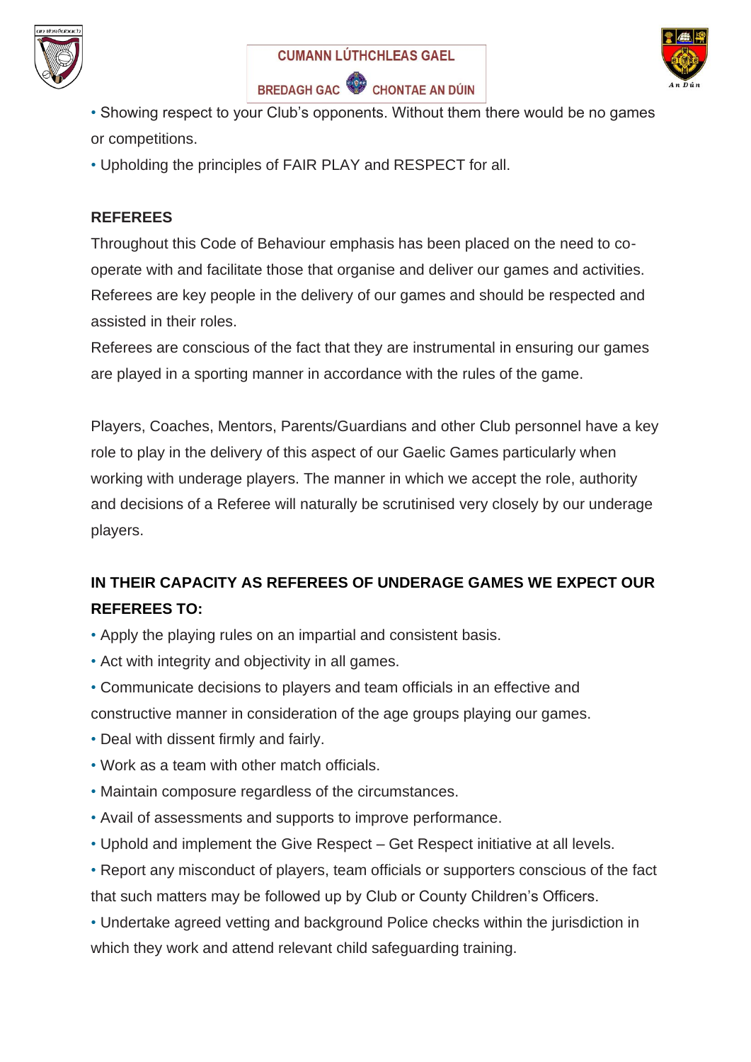• Showing respect to your Club's opponents. Without them there would be no games or competitions.

• Upholding the principles of FAIR PLAY and RESPECT for all.

## REFEREES

Throughout this Code of Behaviour emphasis has been placed on the need to co-operate with and facilitate those that organise and deliver our games and activities. Referees are key people in the delivery of our games and should be respected and assisted in their roles.

Referees are conscious of the fact that they are instrumental in ensuring our games are played in a sporting manner in accordance with the rules of the game.

Players, Coaches, Mentors, Parents/Guardians and other Club personnel have a key role to play in the delivery of this aspect of our Gaelic Games particularly when working with underage players. The manner in which we accept the role, authority and decisions of a Referee will naturally be scrutinised very closely by our underage players.

### IN THEIR CAPACITY AS REFEREES OF UNDERAGE GAMES WE EXPECT OUR REFEREES TO:

• Apply the playing rules on an impartial and consistent basis.

• Act with integrity and objectivity in all games.

• Communicate decisions to players and team officials in an effective and constructive manner in consideration of the age groups playing our games.

• Deal with dissent firmly and fairly.

• Work as a team with other match officials.

• Maintain composure regardless of the circumstances.

• Avail of assessments and supports to improve performance.

• Uphold and implement the Give Respect – Get Respect initiative at all levels.

• Report any misconduct of players, team officials or supporters conscious of the fact that such matters may be followed up by Club or County Children's Officers.

• Undertake agreed vetting and background Police checks within the jurisdiction in which they work and attend relevant child safeguarding training.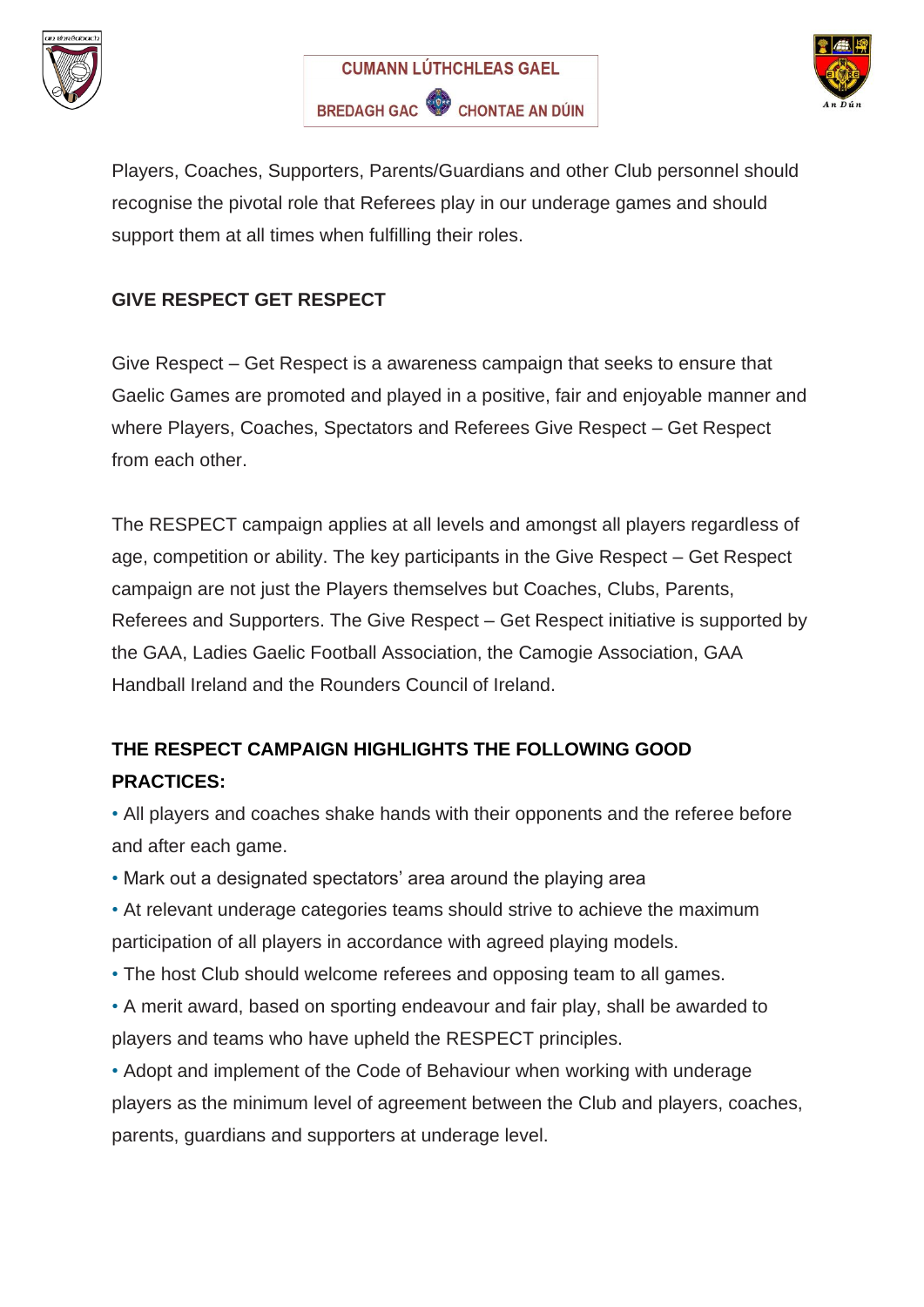Players, Coaches, Supporters, Parents/Guardians and other Club personnel should recognise the pivotal role that Referees play in our underage games and should support them at all times when fulfilling their roles.

## GIVE RESPECT GET RESPECT

Give Respect – Get Respect is a awareness campaign that seeks to ensure that Gaelic Games are promoted and played in a positive, fair and enjoyable manner and where Players, Coaches, Spectators and Referees Give Respect – Get Respect from each other.

The RESPECT campaign applies at all levels and amongst all players regardless of age, competition or ability. The key participants in the Give Respect – Get Respect campaign are not just the Players themselves but Coaches, Clubs, Parents, Referees and Supporters. The Give Respect – Get Respect initiative is supported by the GAA, Ladies Gaelic Football Association, the Camogie Association, GAA Handball Ireland and the Rounders Council of Ireland.

## THE RESPECT CAMPAIGN HIGHLIGHTS THE FOLLOWING GOOD PRACTICES:

- All players and coaches shake hands with their opponents and the referee before and after each game.
- Mark out a designated spectators' area around the playing area
- At relevant underage categories teams should strive to achieve the maximum participation of all players in accordance with agreed playing models.
- The host Club should welcome referees and opposing team to all games.
- A merit award, based on sporting endeavour and fair play, shall be awarded to players and teams who have upheld the RESPECT principles.
- Adopt and implement of the Code of Behaviour when working with underage players as the minimum level of agreement between the Club and players, coaches, parents, guardians and supporters at underage level.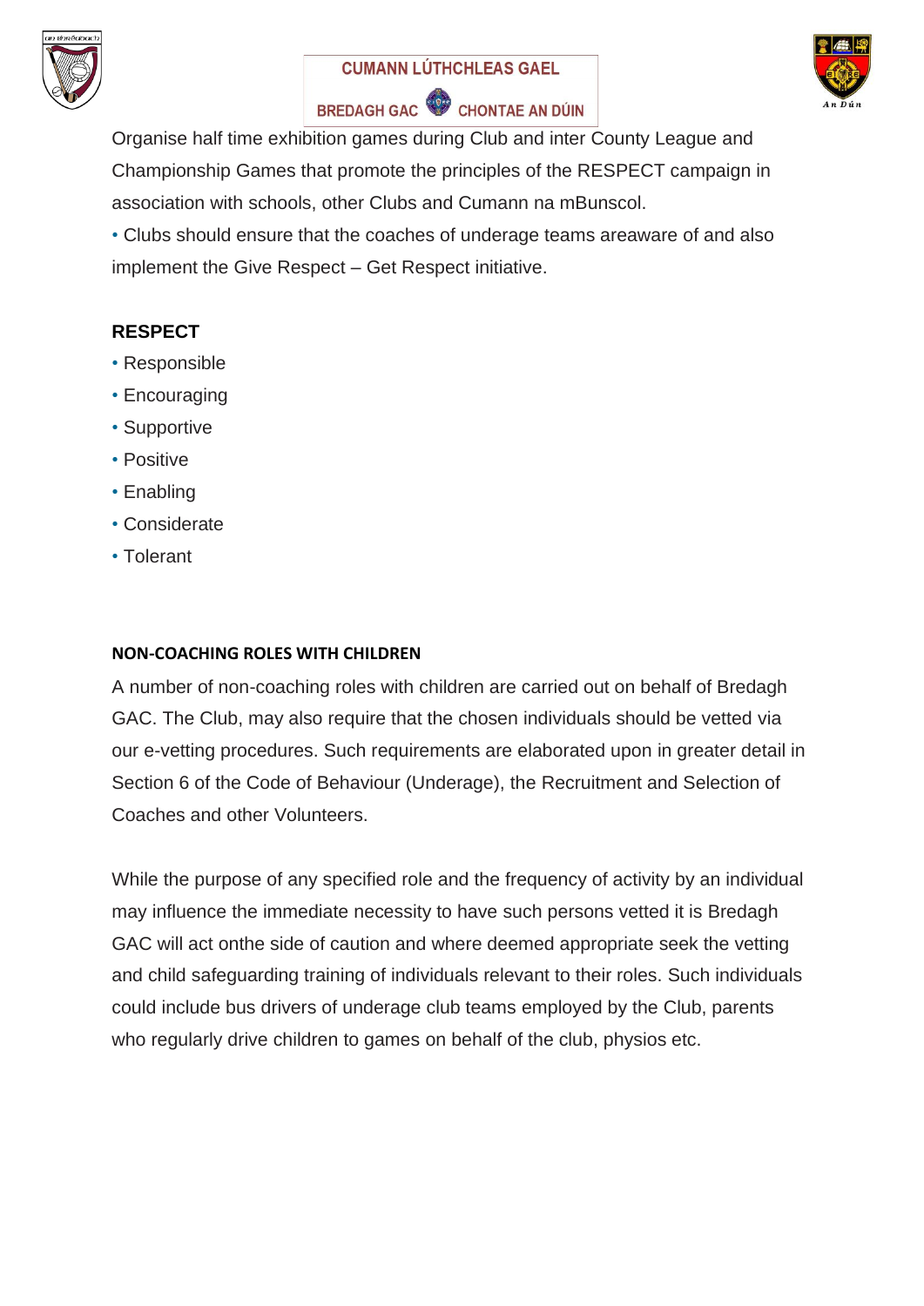Organise half time exhibition games during Club and inter County League and Championship Games that promote the principles of the RESPECT campaign in association with schools, other Clubs and Cumann na mBunscol.

- Clubs should ensure that the coaches of underage teams areaware of and also implement the Give Respect – Get Respect initiative.

**RESPECT**

- Responsible
- Encouraging
- Supportive
- Positive
- Enabling
- Considerate
- Tolerant

**NON-COACHING ROLES WITH CHILDREN**

A number of non-coaching roles with children are carried out on behalf of Bredagh GAC. The Club, may also require that the chosen individuals should be vetted via our e-vetting procedures. Such requirements are elaborated upon in greater detail in Section 6 of the Code of Behaviour (Underage), the Recruitment and Selection of Coaches and other Volunteers.

While the purpose of any specified role and the frequency of activity by an individual may influence the immediate necessity to have such persons vetted it is Bredagh GAC will act onthe side of caution and where deemed appropriate seek the vetting and child safeguarding training of individuals relevant to their roles. Such individuals could include bus drivers of underage club teams employed by the Club, parents who regularly drive children to games on behalf of the club, physios etc.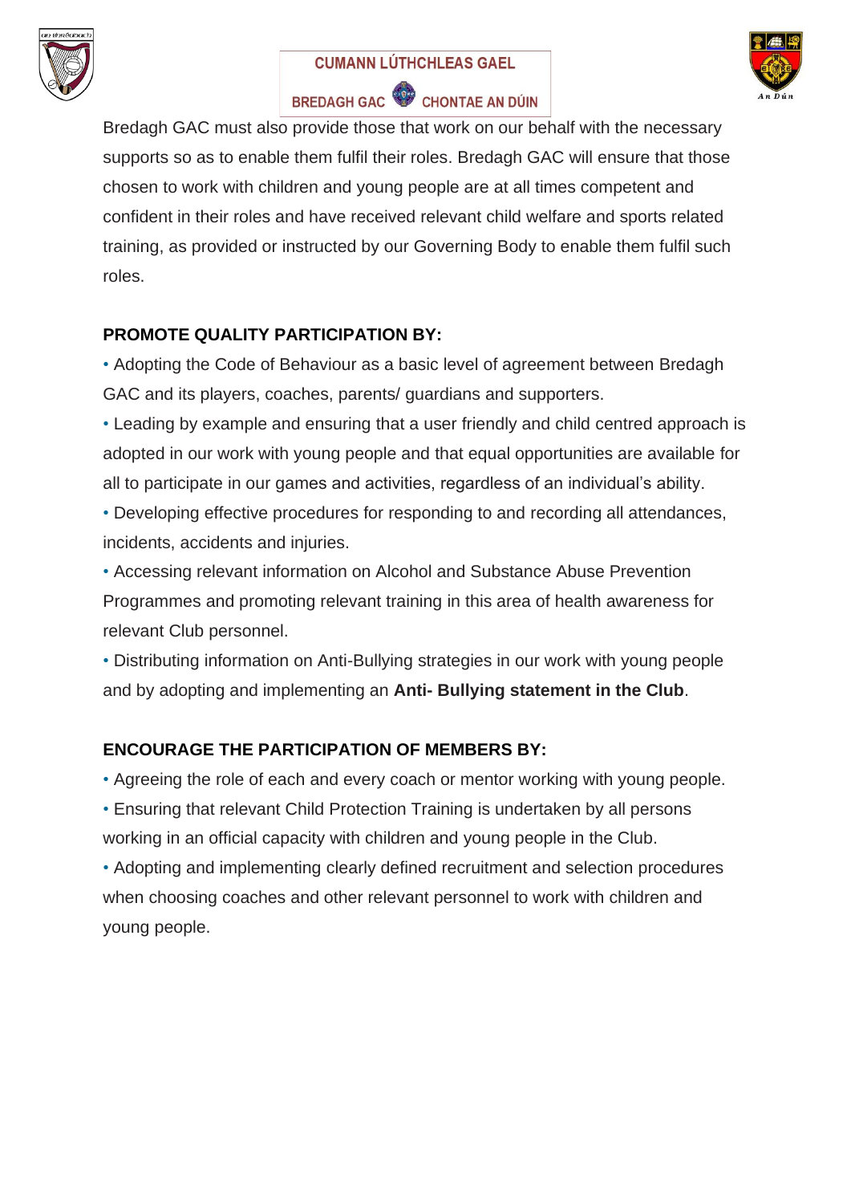Bredagh GAC must also provide those that work on our behalf with the necessary supports so as to enable them fulfil their roles. Bredagh GAC will ensure that those chosen to work with children and young people are at all times competent and confident in their roles and have received relevant child welfare and sports related training, as provided or instructed by our Governing Body to enable them fulfil such roles.

**PROMOTE QUALITY PARTICIPATION BY:**

- Adopting the Code of Behaviour as a basic level of agreement between Bredagh GAC and its players, coaches, parents/ guardians and supporters.
- Leading by example and ensuring that a user friendly and child centred approach is adopted in our work with young people and that equal opportunities are available for all to participate in our games and activities, regardless of an individual's ability.
- Developing effective procedures for responding to and recording all attendances, incidents, accidents and injuries.
- Accessing relevant information on Alcohol and Substance Abuse Prevention Programmes and promoting relevant training in this area of health awareness for relevant Club personnel.
- Distributing information on Anti-Bullying strategies in our work with young people and by adopting and implementing an **Anti- Bullying statement in the Club**.

**ENCOURAGE THE PARTICIPATION OF MEMBERS BY:**

- Agreeing the role of each and every coach or mentor working with young people.
- Ensuring that relevant Child Protection Training is undertaken by all persons working in an official capacity with children and young people in the Club.
- Adopting and implementing clearly defined recruitment and selection procedures when choosing coaches and other relevant personnel to work with children and young people.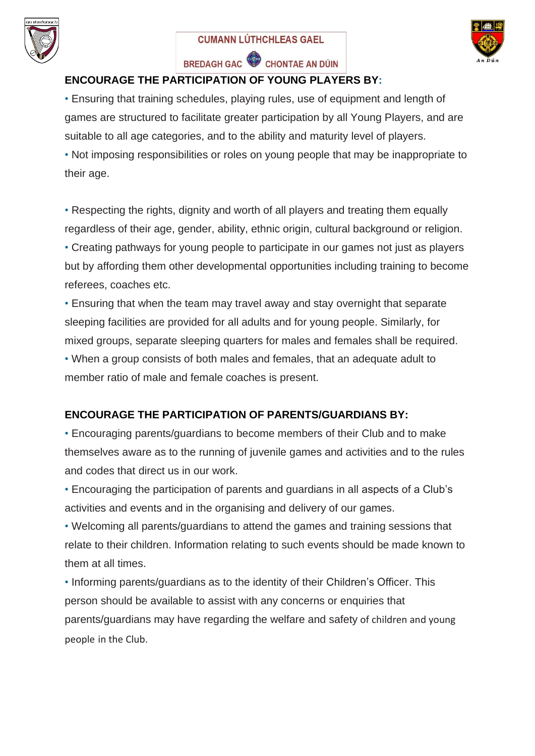## ENCOURAGE THE PARTICIPATION OF YOUNG PLAYERS BY:

- Ensuring that training schedules, playing rules, use of equipment and length of games are structured to facilitate greater participation by all Young Players, and are suitable to all age categories, and to the ability and maturity level of players.
- Not imposing responsibilities or roles on young people that may be inappropriate to their age.
- Respecting the rights, dignity and worth of all players and treating them equally regardless of their age, gender, ability, ethnic origin, cultural background or religion.
- Creating pathways for young people to participate in our games not just as players but by affording them other developmental opportunities including training to become referees, coaches etc.
- Ensuring that when the team may travel away and stay overnight that separate sleeping facilities are provided for all adults and for young people. Similarly, for mixed groups, separate sleeping quarters for males and females shall be required.
- When a group consists of both males and females, that an adequate adult to member ratio of male and female coaches is present.

## ENCOURAGE THE PARTICIPATION OF PARENTS/GUARDIANS BY:

- Encouraging parents/guardians to become members of their Club and to make themselves aware as to the running of juvenile games and activities and to the rules and codes that direct us in our work.
- Encouraging the participation of parents and guardians in all aspects of a Club's activities and events and in the organising and delivery of our games.
- Welcoming all parents/guardians to attend the games and training sessions that relate to their children. Information relating to such events should be made known to them at all times.
- Informing parents/guardians as to the identity of their Children's Officer. This person should be available to assist with any concerns or enquiries that parents/guardians may have regarding the welfare and safety of children and young people in the Club.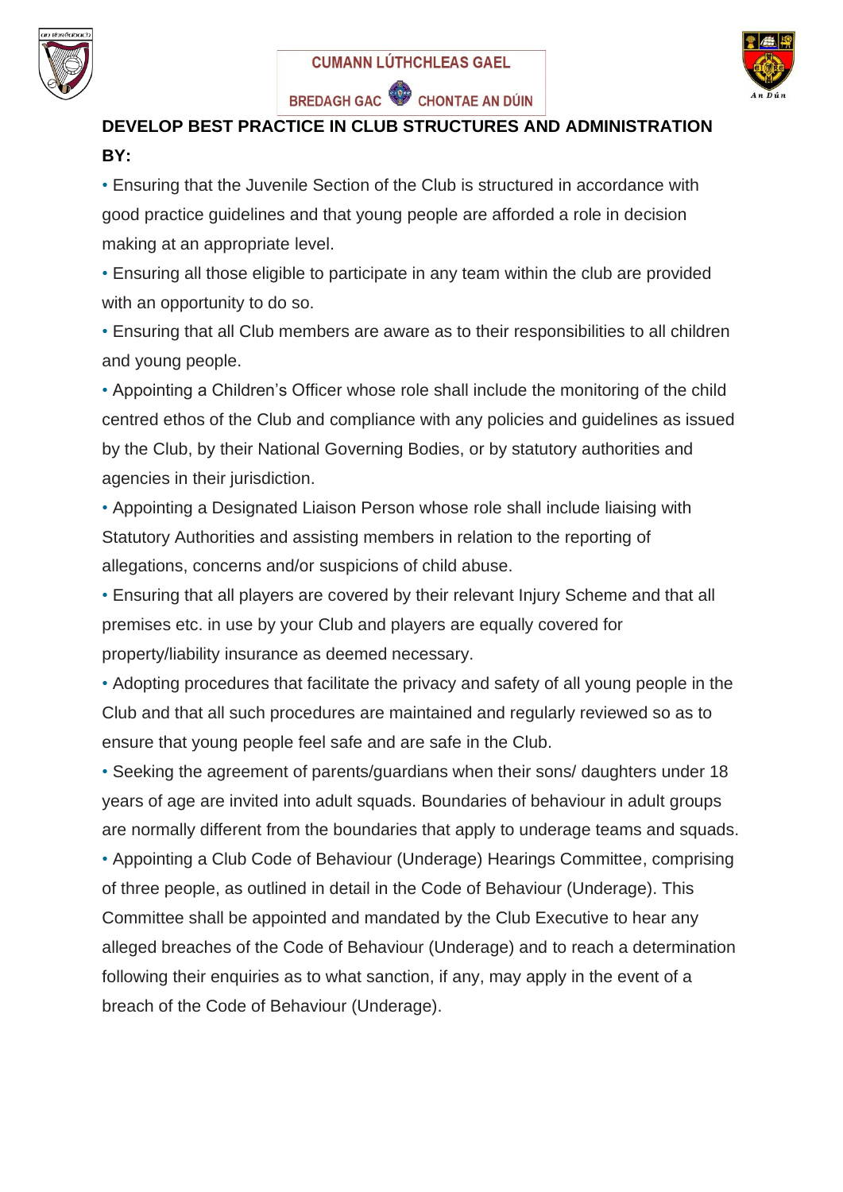**DEVELOP BEST PRACTICE IN CLUB STRUCTURES AND ADMINISTRATION BY:**

- Ensuring that the Juvenile Section of the Club is structured in accordance with good practice guidelines and that young people are afforded a role in decision making at an appropriate level.
- Ensuring all those eligible to participate in any team within the club are provided with an opportunity to do so.
- Ensuring that all Club members are aware as to their responsibilities to all children and young people.
- Appointing a Children's Officer whose role shall include the monitoring of the child centred ethos of the Club and compliance with any policies and guidelines as issued by the Club, by their National Governing Bodies, or by statutory authorities and agencies in their jurisdiction.
- Appointing a Designated Liaison Person whose role shall include liaising with Statutory Authorities and assisting members in relation to the reporting of allegations, concerns and/or suspicions of child abuse.
- Ensuring that all players are covered by their relevant Injury Scheme and that all premises etc. in use by your Club and players are equally covered for property/liability insurance as deemed necessary.
- Adopting procedures that facilitate the privacy and safety of all young people in the Club and that all such procedures are maintained and regularly reviewed so as to ensure that young people feel safe and are safe in the Club.
- Seeking the agreement of parents/guardians when their sons/ daughters under 18 years of age are invited into adult squads. Boundaries of behaviour in adult groups are normally different from the boundaries that apply to underage teams and squads.
- Appointing a Club Code of Behaviour (Underage) Hearings Committee, comprising of three people, as outlined in detail in the Code of Behaviour (Underage). This Committee shall be appointed and mandated by the Club Executive to hear any alleged breaches of the Code of Behaviour (Underage) and to reach a determination following their enquiries as to what sanction, if any, may apply in the event of a breach of the Code of Behaviour (Underage).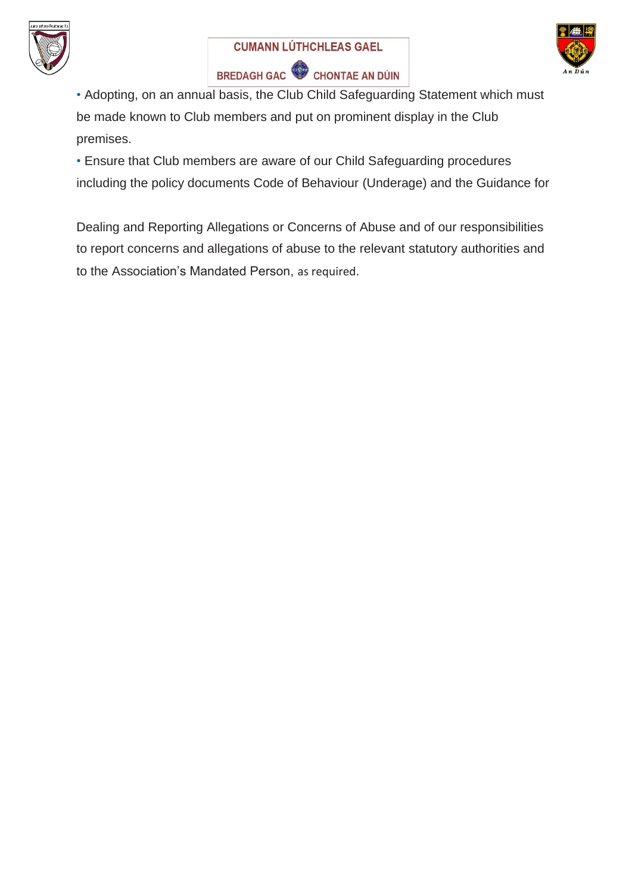- Adopting, on an annual basis, the Club Child Safeguarding Statement which must be made known to Club members and put on prominent display in the Club premises.
- Ensure that Club members are aware of our Child Safeguarding procedures including the policy documents Code of Behaviour (Underage) and the Guidance for Dealing and Reporting Allegations or Concerns of Abuse and of our responsibilities to report concerns and allegations of abuse to the relevant statutory authorities and to the Association's Mandated Person, as required.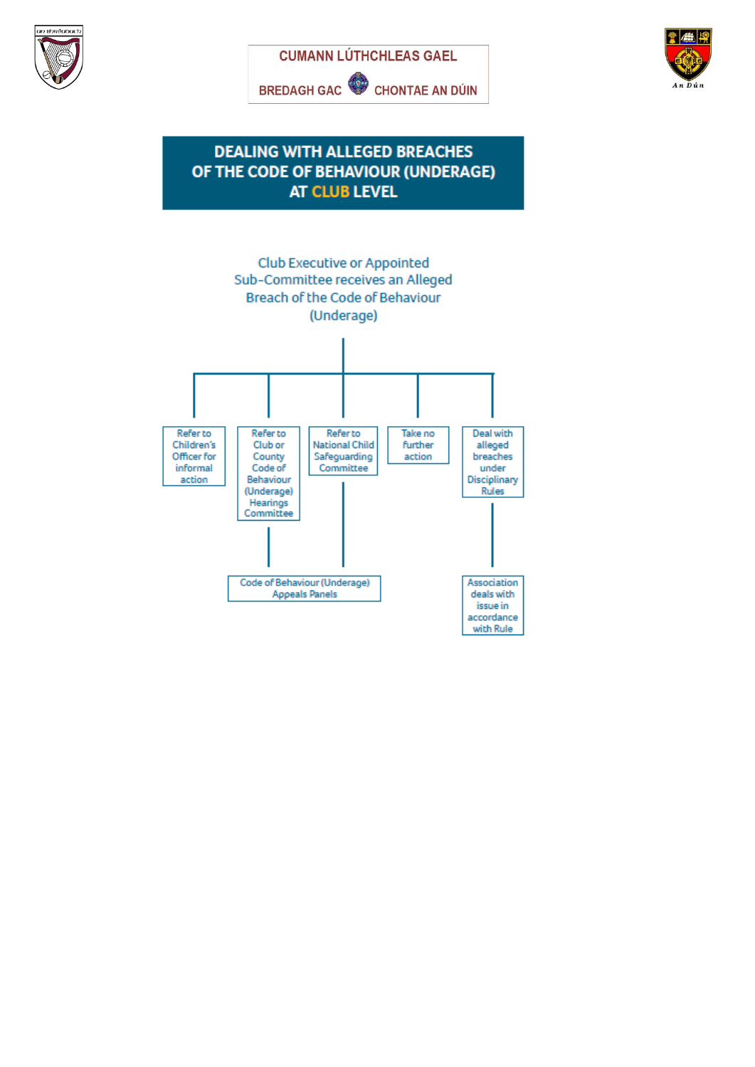CUMANN LÚTHCHLEAS GAEL

BREDAGH GAC CHONTAE AN DÚIN

# DEALING WITH ALLEGED BREACHES OF THE CODE OF BEHAVIOUR (UNDERAGE) AT CLUB LEVEL

Club Executive or Appointed Sub-Committee receives an Alleged Breach of the Code of Behaviour (Underage)

- Refer to Children's Officer for informal action
- Refer to Club or County Code of Behaviour (Underage) Hearings Committee
  - Code of Behaviour (Underage) Appeals Panels
- Refer to National Child Safeguarding Committee
  - Code of Behaviour (Underage) Appeals Panels
- Take no further action
- Deal with alleged breaches under Disciplinary Rules
  - Association deals with issue in accordance with Rule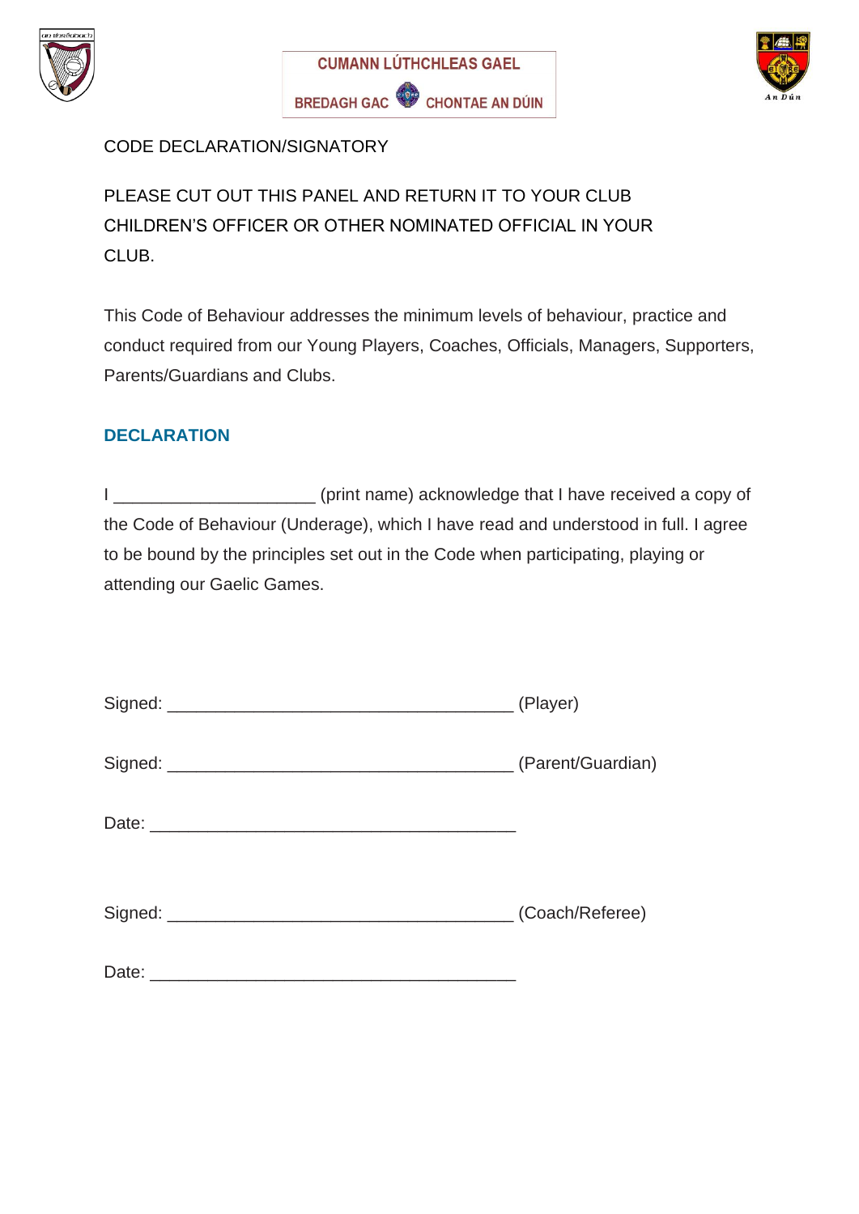CUMANN LÚTHCHLEAS GAEL

BREDAGH GAC CHONTAE AN DÚIN

CODE DECLARATION/SIGNATORY

PLEASE CUT OUT THIS PANEL AND RETURN IT TO YOUR CLUB CHILDREN'S OFFICER OR OTHER NOMINATED OFFICIAL IN YOUR CLUB.

This Code of Behaviour addresses the minimum levels of behaviour, practice and conduct required from our Young Players, Coaches, Officials, Managers, Supporters, Parents/Guardians and Clubs.

## DECLARATION

I ____________________ (print name) acknowledge that I have received a copy of the Code of Behaviour (Underage), which I have read and understood in full. I agree to be bound by the principles set out in the Code when participating, playing or attending our Gaelic Games.

Signed: ___________________________________ (Player)

Signed: ___________________________________ (Parent/Guardian)

Date: _____________________________________

Signed: ___________________________________ (Coach/Referee)

Date: _____________________________________